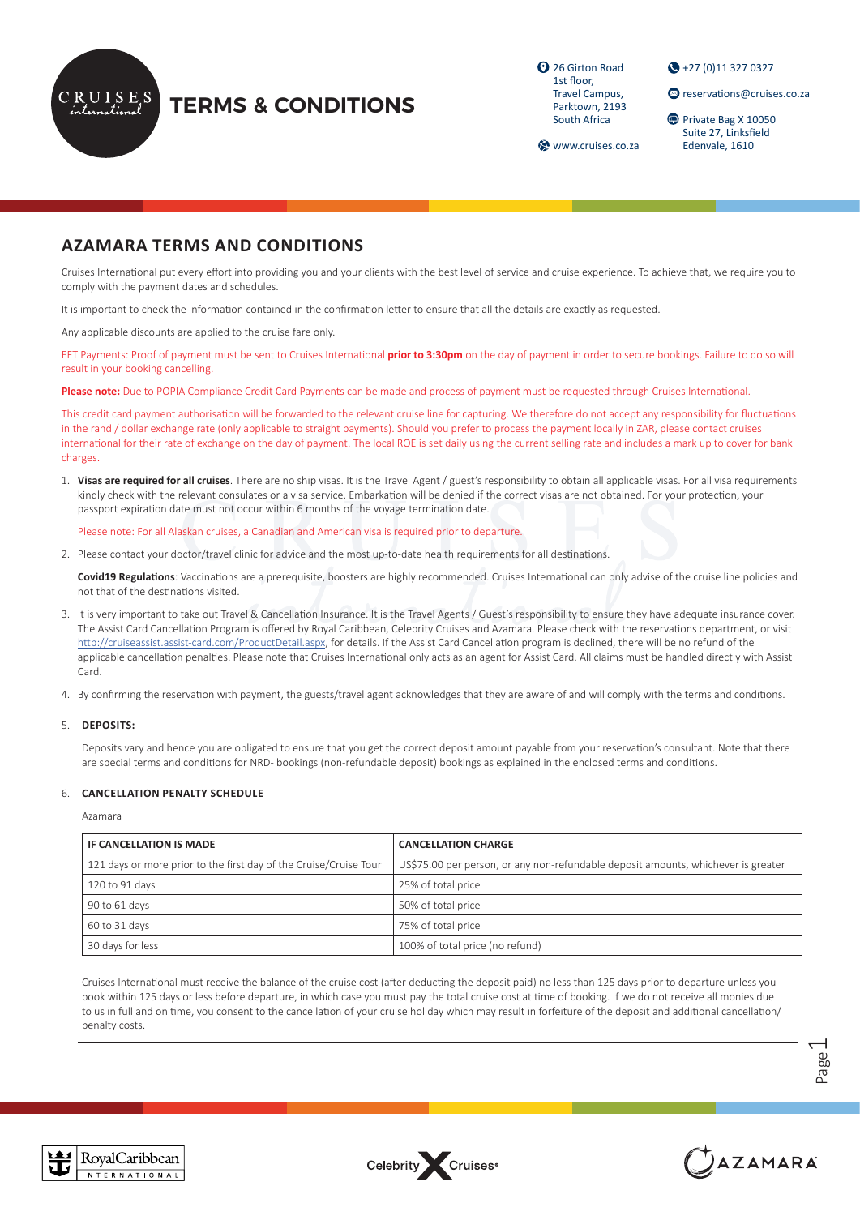# TERMS & CONDITIONS

26 Girton Road
1st floor,
Travel Campus,
Parktown, 2193
South Africa

www.cruises.co.za

+27 (0)11 327 0327

reservations@cruises.co.za

Private Bag X 10050
Suite 27, Linksfield
Edenvale, 1610

## AZAMARA TERMS AND CONDITIONS

Cruises International put every effort into providing you and your clients with the best level of service and cruise experience. To achieve that, we require you to comply with the payment dates and schedules.

It is important to check the information contained in the confirmation letter to ensure that all the details are exactly as requested.

Any applicable discounts are applied to the cruise fare only.

EFT Payments: Proof of payment must be sent to Cruises International **prior to 3:30pm** on the day of payment in order to secure bookings. Failure to do so will result in your booking cancelling.

**Please note:** Due to POPIA Compliance Credit Card Payments can be made and process of payment must be requested through Cruises International.

This credit card payment authorisation will be forwarded to the relevant cruise line for capturing. We therefore do not accept any responsibility for fluctuations in the rand / dollar exchange rate (only applicable to straight payments). Should you prefer to process the payment locally in ZAR, please contact cruises international for their rate of exchange on the day of payment. The local ROE is set daily using the current selling rate and includes a mark up to cover for bank charges.

1. **Visas are required for all cruises**. There are no ship visas. It is the Travel Agent / guest's responsibility to obtain all applicable visas. For all visa requirements kindly check with the relevant consulates or a visa service. Embarkation will be denied if the correct visas are not obtained. For your protection, your passport expiration date must not occur within 6 months of the voyage termination date.

   Please note: For all Alaskan cruises, a Canadian and American visa is required prior to departure.

2. Please contact your doctor/travel clinic for advice and the most up-to-date health requirements for all destinations.

   **Covid19 Regulations**: Vaccinations are a prerequisite, boosters are highly recommended. Cruises International can only advise of the cruise line policies and not that of the destinations visited.

3. It is very important to take out Travel & Cancellation Insurance. It is the Travel Agents / Guest's responsibility to ensure they have adequate insurance cover. The Assist Card Cancellation Program is offered by Royal Caribbean, Celebrity Cruises and Azamara. Please check with the reservations department, or visit http://cruiseassist.assist-card.com/ProductDetail.aspx, for details. If the Assist Card Cancellation program is declined, there will be no refund of the applicable cancellation penalties. Please note that Cruises International only acts as an agent for Assist Card. All claims must be handled directly with Assist Card.

4. By confirming the reservation with payment, the guests/travel agent acknowledges that they are aware of and will comply with the terms and conditions.

5. **DEPOSITS:**

   Deposits vary and hence you are obligated to ensure that you get the correct deposit amount payable from your reservation's consultant. Note that there are special terms and conditions for NRD- bookings (non-refundable deposit) bookings as explained in the enclosed terms and conditions.

6. **CANCELLATION PENALTY SCHEDULE**

   Azamara

| IF CANCELLATION IS MADE | CANCELLATION CHARGE |
| --- | --- |
| 121 days or more prior to the first day of the Cruise/Cruise Tour | US$75.00 per person, or any non-refundable deposit amounts, whichever is greater |
| 120 to 91 days | 25% of total price |
| 90 to 61 days | 50% of total price |
| 60 to 31 days | 75% of total price |
| 30 days for less | 100% of total price (no refund) |

Cruises International must receive the balance of the cruise cost (after deducting the deposit paid) no less than 125 days prior to departure unless you book within 125 days or less before departure, in which case you must pay the total cruise cost at time of booking. If we do not receive all monies due to us in full and on time, you consent to the cancellation of your cruise holiday which may result in forfeiture of the deposit and additional cancellation/ penalty costs.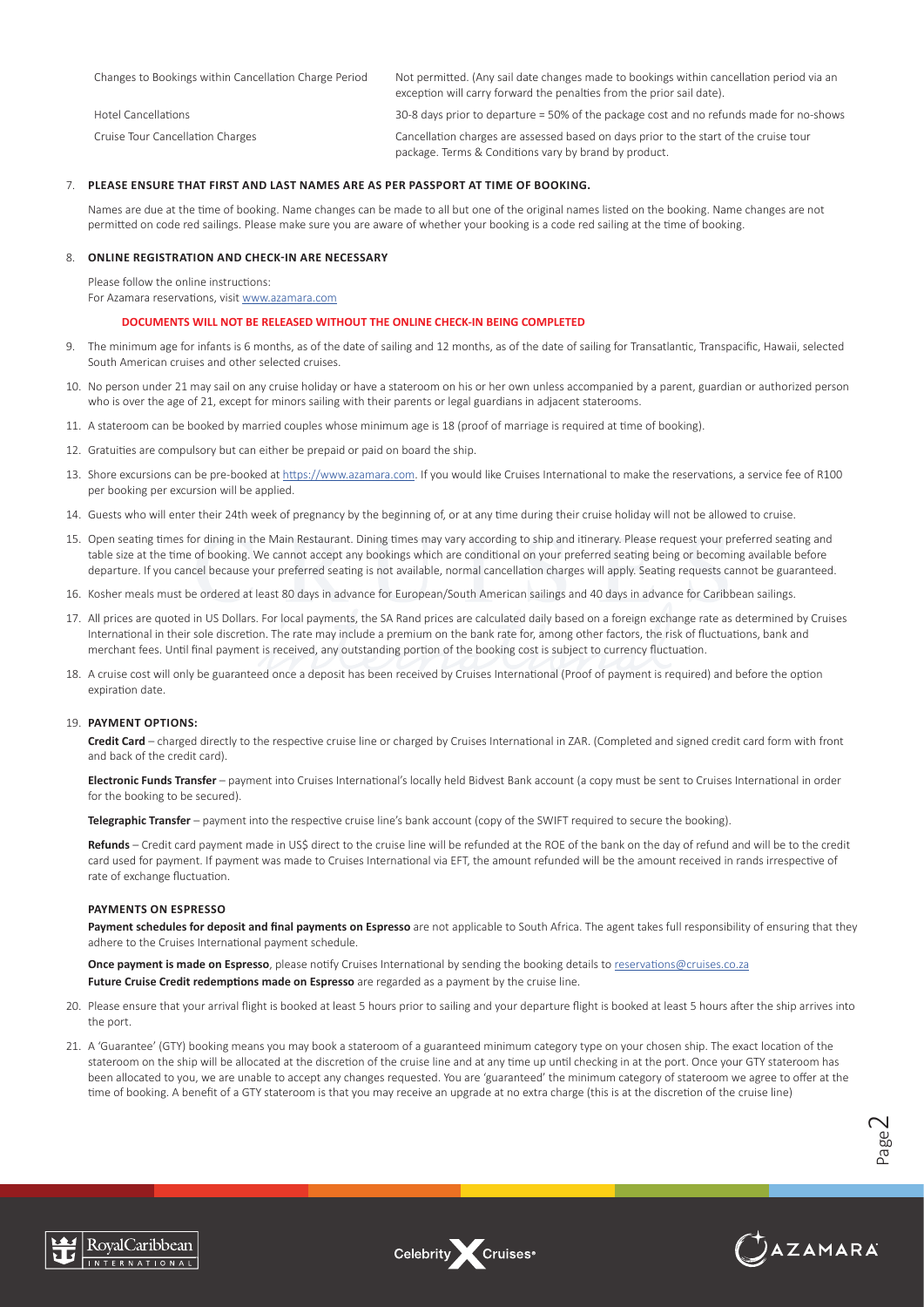| | |
|---|---|
| Changes to Bookings within Cancellation Charge Period | Not permitted. (Any sail date changes made to bookings within cancellation period via an exception will carry forward the penalties from the prior sail date). |
| Hotel Cancellations | 30-8 days prior to departure = 50% of the package cost and no refunds made for no-shows |
| Cruise Tour Cancellation Charges | Cancellation charges are assessed based on days prior to the start of the cruise tour package. Terms & Conditions vary by brand by product. |

7. **PLEASE ENSURE THAT FIRST AND LAST NAMES ARE AS PER PASSPORT AT TIME OF BOOKING.**

   Names are due at the time of booking. Name changes can be made to all but one of the original names listed on the booking. Name changes are not permitted on code red sailings. Please make sure you are aware of whether your booking is a code red sailing at the time of booking.

8. **ONLINE REGISTRATION AND CHECK-IN ARE NECESSARY**

   Please follow the online instructions:
   For Azamara reservations, visit www.azamara.com

   **DOCUMENTS WILL NOT BE RELEASED WITHOUT THE ONLINE CHECK-IN BEING COMPLETED**

9. The minimum age for infants is 6 months, as of the date of sailing and 12 months, as of the date of sailing for Transatlantic, Transpacific, Hawaii, selected South American cruises and other selected cruises.
10. No person under 21 may sail on any cruise holiday or have a stateroom on his or her own unless accompanied by a parent, guardian or authorized person who is over the age of 21, except for minors sailing with their parents or legal guardians in adjacent staterooms.
11. A stateroom can be booked by married couples whose minimum age is 18 (proof of marriage is required at time of booking).
12. Gratuities are compulsory but can either be prepaid or paid on board the ship.
13. Shore excursions can be pre-booked at https://www.azamara.com. If you would like Cruises International to make the reservations, a service fee of R100 per booking per excursion will be applied.
14. Guests who will enter their 24th week of pregnancy by the beginning of, or at any time during their cruise holiday will not be allowed to cruise.
15. Open seating times for dining in the Main Restaurant. Dining times may vary according to ship and itinerary. Please request your preferred seating and table size at the time of booking. We cannot accept any bookings which are conditional on your preferred seating being or becoming available before departure. If you cancel because your preferred seating is not available, normal cancellation charges will apply. Seating requests cannot be guaranteed.
16. Kosher meals must be ordered at least 80 days in advance for European/South American sailings and 40 days in advance for Caribbean sailings.
17. All prices are quoted in US Dollars. For local payments, the SA Rand prices are calculated daily based on a foreign exchange rate as determined by Cruises International in their sole discretion. The rate may include a premium on the bank rate for, among other factors, the risk of fluctuations, bank and merchant fees. Until final payment is received, any outstanding portion of the booking cost is subject to currency fluctuation.
18. A cruise cost will only be guaranteed once a deposit has been received by Cruises International (Proof of payment is required) and before the option expiration date.
19. **PAYMENT OPTIONS:**

   **Credit Card** – charged directly to the respective cruise line or charged by Cruises International in ZAR. (Completed and signed credit card form with front and back of the credit card).

   **Electronic Funds Transfer** – payment into Cruises International's locally held Bidvest Bank account (a copy must be sent to Cruises International in order for the booking to be secured).

   **Telegraphic Transfer** – payment into the respective cruise line's bank account (copy of the SWIFT required to secure the booking).

   **Refunds** – Credit card payment made in US$ direct to the cruise line will be refunded at the ROE of the bank on the day of refund and will be to the credit card used for payment. If payment was made to Cruises International via EFT, the amount refunded will be the amount received in rands irrespective of rate of exchange fluctuation.

   **PAYMENTS ON ESPRESSO**

   **Payment schedules for deposit and final payments on Espresso** are not applicable to South Africa. The agent takes full responsibility of ensuring that they adhere to the Cruises International payment schedule.

   **Once payment is made on Espresso**, please notify Cruises International by sending the booking details to reservations@cruises.co.za

   **Future Cruise Credit redemptions made on Espresso** are regarded as a payment by the cruise line.

20. Please ensure that your arrival flight is booked at least 5 hours prior to sailing and your departure flight is booked at least 5 hours after the ship arrives into the port.
21. A 'Guarantee' (GTY) booking means you may book a stateroom of a guaranteed minimum category type on your chosen ship. The exact location of the stateroom on the ship will be allocated at the discretion of the cruise line and at any time up until checking in at the port. Once your GTY stateroom has been allocated to you, we are unable to accept any changes requested. You are 'guaranteed' the minimum category of stateroom we agree to offer at the time of booking. A benefit of a GTY stateroom is that you may receive an upgrade at no extra charge (this is at the discretion of the cruise line)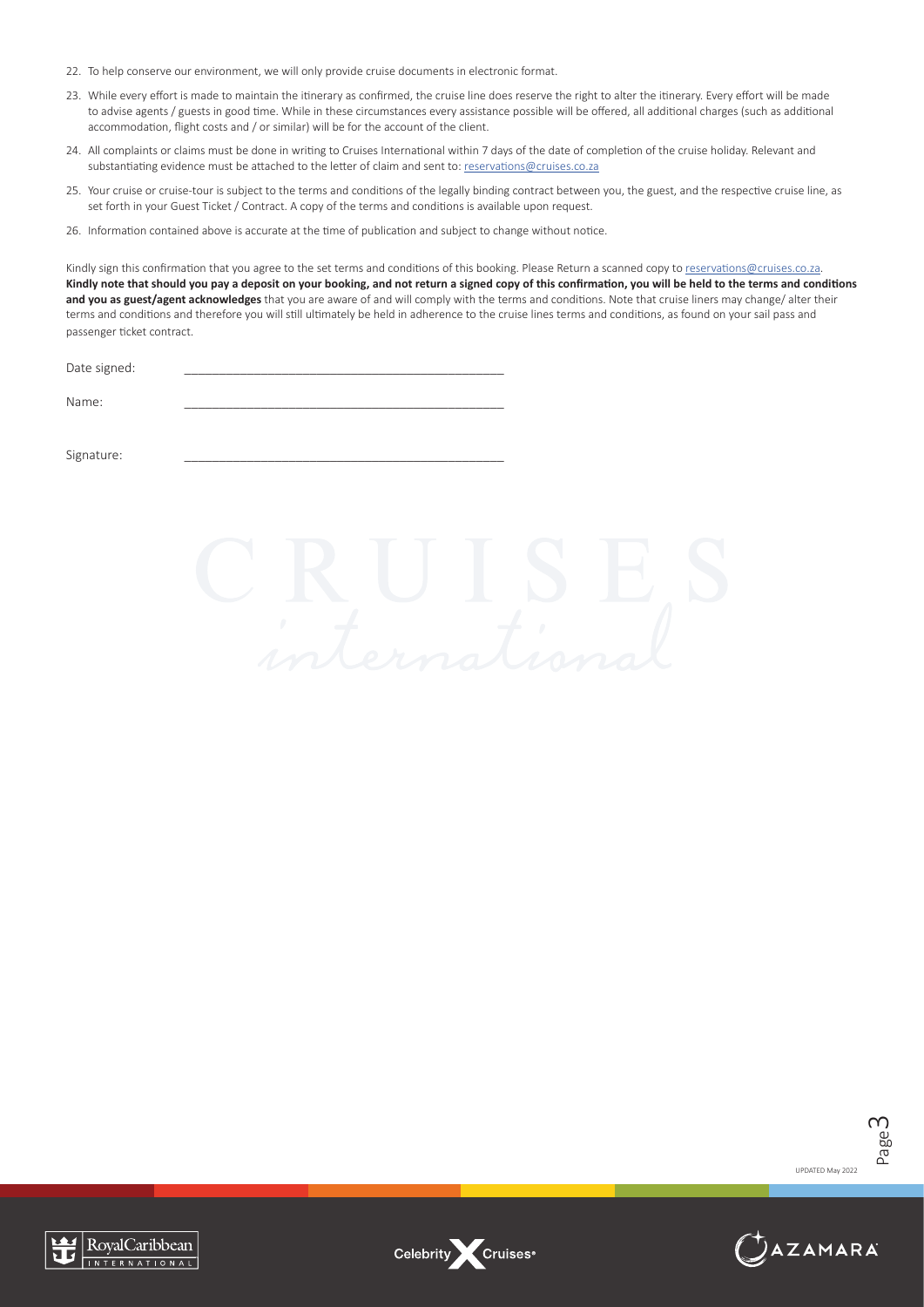22. To help conserve our environment, we will only provide cruise documents in electronic format.
23. While every effort is made to maintain the itinerary as confirmed, the cruise line does reserve the right to alter the itinerary. Every effort will be made to advise agents / guests in good time. While in these circumstances every assistance possible will be offered, all additional charges (such as additional accommodation, flight costs and / or similar) will be for the account of the client.
24. All complaints or claims must be done in writing to Cruises International within 7 days of the date of completion of the cruise holiday. Relevant and substantiating evidence must be attached to the letter of claim and sent to: reservations@cruises.co.za
25. Your cruise or cruise-tour is subject to the terms and conditions of the legally binding contract between you, the guest, and the respective cruise line, as set forth in your Guest Ticket / Contract. A copy of the terms and conditions is available upon request.
26. Information contained above is accurate at the time of publication and subject to change without notice.

Kindly sign this confirmation that you agree to the set terms and conditions of this booking. Please Return a scanned copy to reservations@cruises.co.za. **Kindly note that should you pay a deposit on your booking, and not return a signed copy of this confirmation, you will be held to the terms and conditions and you as guest/agent acknowledges** that you are aware of and will comply with the terms and conditions. Note that cruise liners may change/ alter their terms and conditions and therefore you will still ultimately be held in adherence to the cruise lines terms and conditions, as found on your sail pass and passenger ticket contract.

Date signed: \_\_\_\_\_\_\_\_\_\_\_\_\_\_\_\_\_\_\_\_\_\_\_\_\_\_\_\_\_\_\_\_\_\_\_\_\_\_\_\_\_\_\_\_\_\_

Name: \_\_\_\_\_\_\_\_\_\_\_\_\_\_\_\_\_\_\_\_\_\_\_\_\_\_\_\_\_\_\_\_\_\_\_\_\_\_\_\_\_\_\_\_\_\_

Signature: \_\_\_\_\_\_\_\_\_\_\_\_\_\_\_\_\_\_\_\_\_\_\_\_\_\_\_\_\_\_\_\_\_\_\_\_\_\_\_\_\_\_\_\_\_\_

UPDATED May 2022